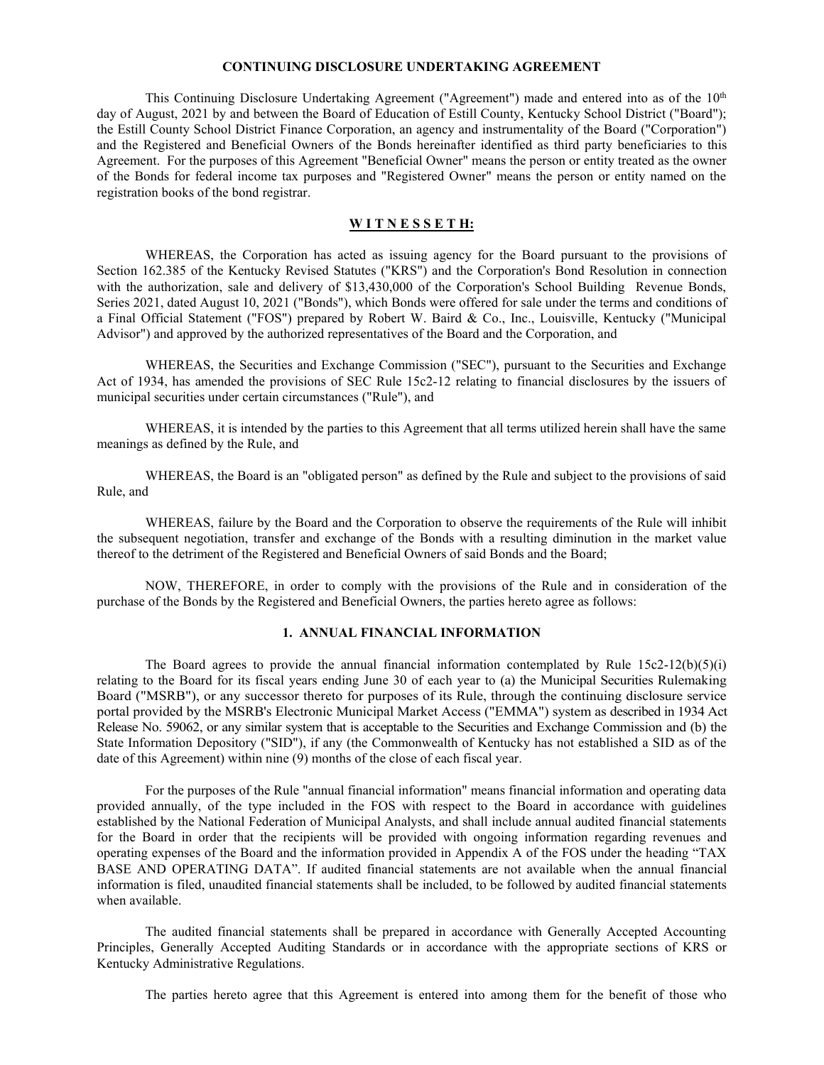# CONTINUING DISCLOSURE UNDERTAKING AGREEMENT

This Continuing Disclosure Undertaking Agreement ("Agreement") made and entered into as of the 10th day of August, 2021 by and between the Board of Education of Estill County, Kentucky School District ("Board"); the Estill County School District Finance Corporation, an agency and instrumentality of the Board ("Corporation") and the Registered and Beneficial Owners of the Bonds hereinafter identified as third party beneficiaries to this Agreement. For the purposes of this Agreement "Beneficial Owner" means the person or entity treated as the owner of the Bonds for federal income tax purposes and "Registered Owner" means the person or entity named on the registration books of the bond registrar.

## W I T N E S S E T H:

WHEREAS, the Corporation has acted as issuing agency for the Board pursuant to the provisions of Section 162.385 of the Kentucky Revised Statutes ("KRS") and the Corporation's Bond Resolution in connection with the authorization, sale and delivery of $13,430,000 of the Corporation's School Building Revenue Bonds, Series 2021, dated August 10, 2021 ("Bonds"), which Bonds were offered for sale under the terms and conditions of a Final Official Statement ("FOS") prepared by Robert W. Baird & Co., Inc., Louisville, Kentucky ("Municipal Advisor") and approved by the authorized representatives of the Board and the Corporation, and

WHEREAS, the Securities and Exchange Commission ("SEC"), pursuant to the Securities and Exchange Act of 1934, has amended the provisions of SEC Rule 15c2-12 relating to financial disclosures by the issuers of municipal securities under certain circumstances ("Rule"), and

WHEREAS, it is intended by the parties to this Agreement that all terms utilized herein shall have the same meanings as defined by the Rule, and

WHEREAS, the Board is an "obligated person" as defined by the Rule and subject to the provisions of said Rule, and

WHEREAS, failure by the Board and the Corporation to observe the requirements of the Rule will inhibit the subsequent negotiation, transfer and exchange of the Bonds with a resulting diminution in the market value thereof to the detriment of the Registered and Beneficial Owners of said Bonds and the Board;

NOW, THEREFORE, in order to comply with the provisions of the Rule and in consideration of the purchase of the Bonds by the Registered and Beneficial Owners, the parties hereto agree as follows:

### 1. ANNUAL FINANCIAL INFORMATION

The Board agrees to provide the annual financial information contemplated by Rule 15c2-12(b)(5)(i) relating to the Board for its fiscal years ending June 30 of each year to (a) the Municipal Securities Rulemaking Board ("MSRB"), or any successor thereto for purposes of its Rule, through the continuing disclosure service portal provided by the MSRB's Electronic Municipal Market Access ("EMMA") system as described in 1934 Act Release No. 59062, or any similar system that is acceptable to the Securities and Exchange Commission and (b) the State Information Depository ("SID"), if any (the Commonwealth of Kentucky has not established a SID as of the date of this Agreement) within nine (9) months of the close of each fiscal year.

For the purposes of the Rule "annual financial information" means financial information and operating data provided annually, of the type included in the FOS with respect to the Board in accordance with guidelines established by the National Federation of Municipal Analysts, and shall include annual audited financial statements for the Board in order that the recipients will be provided with ongoing information regarding revenues and operating expenses of the Board and the information provided in Appendix A of the FOS under the heading "TAX BASE AND OPERATING DATA". If audited financial statements are not available when the annual financial information is filed, unaudited financial statements shall be included, to be followed by audited financial statements when available.

The audited financial statements shall be prepared in accordance with Generally Accepted Accounting Principles, Generally Accepted Auditing Standards or in accordance with the appropriate sections of KRS or Kentucky Administrative Regulations.

The parties hereto agree that this Agreement is entered into among them for the benefit of those who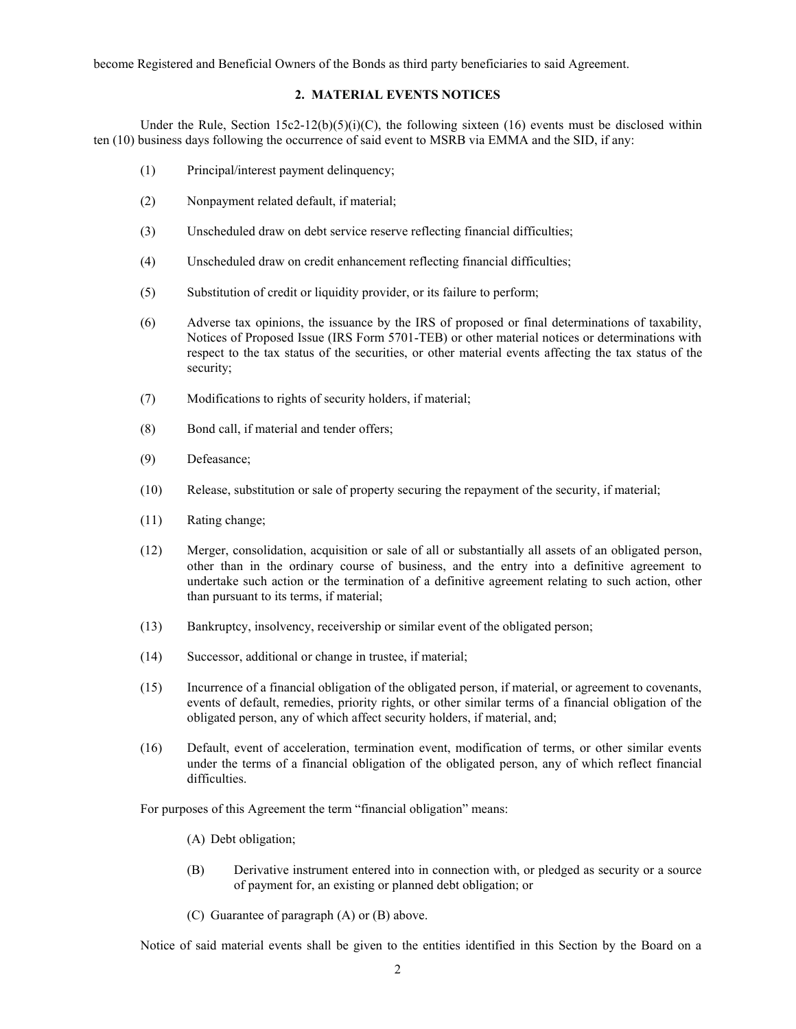become Registered and Beneficial Owners of the Bonds as third party beneficiaries to said Agreement.

## 2. MATERIAL EVENTS NOTICES

Under the Rule, Section 15c2-12(b)(5)(i)(C), the following sixteen (16) events must be disclosed within ten (10) business days following the occurrence of said event to MSRB via EMMA and the SID, if any:

(1) Principal/interest payment delinquency;

(2) Nonpayment related default, if material;

(3) Unscheduled draw on debt service reserve reflecting financial difficulties;

(4) Unscheduled draw on credit enhancement reflecting financial difficulties;

(5) Substitution of credit or liquidity provider, or its failure to perform;

(6) Adverse tax opinions, the issuance by the IRS of proposed or final determinations of taxability, Notices of Proposed Issue (IRS Form 5701-TEB) or other material notices or determinations with respect to the tax status of the securities, or other material events affecting the tax status of the security;

(7) Modifications to rights of security holders, if material;

(8) Bond call, if material and tender offers;

(9) Defeasance;

(10) Release, substitution or sale of property securing the repayment of the security, if material;

(11) Rating change;

(12) Merger, consolidation, acquisition or sale of all or substantially all assets of an obligated person, other than in the ordinary course of business, and the entry into a definitive agreement to undertake such action or the termination of a definitive agreement relating to such action, other than pursuant to its terms, if material;

(13) Bankruptcy, insolvency, receivership or similar event of the obligated person;

(14) Successor, additional or change in trustee, if material;

(15) Incurrence of a financial obligation of the obligated person, if material, or agreement to covenants, events of default, remedies, priority rights, or other similar terms of a financial obligation of the obligated person, any of which affect security holders, if material, and;

(16) Default, event of acceleration, termination event, modification of terms, or other similar events under the terms of a financial obligation of the obligated person, any of which reflect financial difficulties.

For purposes of this Agreement the term "financial obligation" means:

(A) Debt obligation;

(B) Derivative instrument entered into in connection with, or pledged as security or a source of payment for, an existing or planned debt obligation; or

(C) Guarantee of paragraph (A) or (B) above.

Notice of said material events shall be given to the entities identified in this Section by the Board on a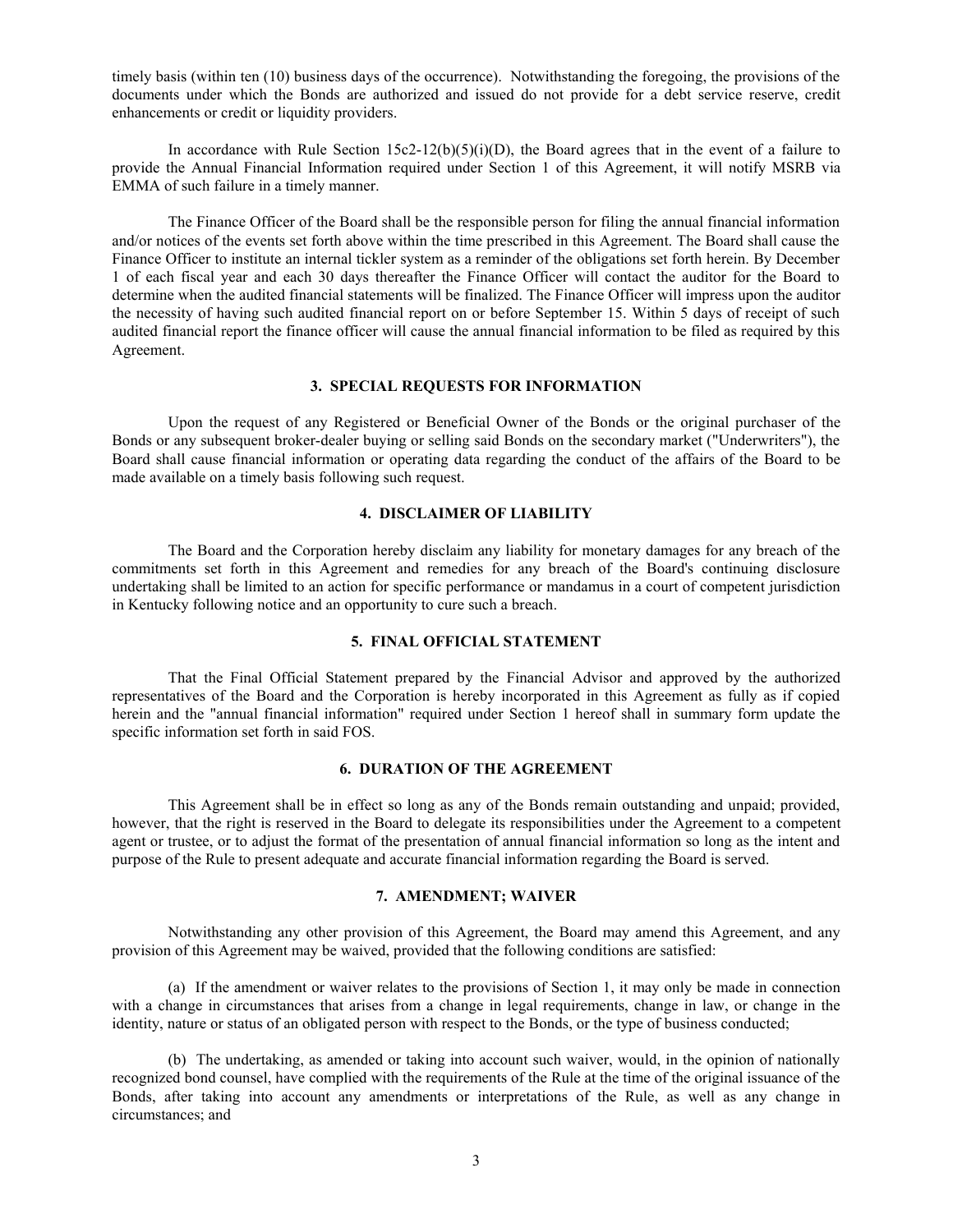timely basis (within ten (10) business days of the occurrence). Notwithstanding the foregoing, the provisions of the documents under which the Bonds are authorized and issued do not provide for a debt service reserve, credit enhancements or credit or liquidity providers.

In accordance with Rule Section 15c2-12(b)(5)(i)(D), the Board agrees that in the event of a failure to provide the Annual Financial Information required under Section 1 of this Agreement, it will notify MSRB via EMMA of such failure in a timely manner.

The Finance Officer of the Board shall be the responsible person for filing the annual financial information and/or notices of the events set forth above within the time prescribed in this Agreement. The Board shall cause the Finance Officer to institute an internal tickler system as a reminder of the obligations set forth herein. By December 1 of each fiscal year and each 30 days thereafter the Finance Officer will contact the auditor for the Board to determine when the audited financial statements will be finalized. The Finance Officer will impress upon the auditor the necessity of having such audited financial report on or before September 15. Within 5 days of receipt of such audited financial report the finance officer will cause the annual financial information to be filed as required by this Agreement.

## 3. SPECIAL REQUESTS FOR INFORMATION

Upon the request of any Registered or Beneficial Owner of the Bonds or the original purchaser of the Bonds or any subsequent broker-dealer buying or selling said Bonds on the secondary market ("Underwriters"), the Board shall cause financial information or operating data regarding the conduct of the affairs of the Board to be made available on a timely basis following such request.

## 4. DISCLAIMER OF LIABILITY

The Board and the Corporation hereby disclaim any liability for monetary damages for any breach of the commitments set forth in this Agreement and remedies for any breach of the Board's continuing disclosure undertaking shall be limited to an action for specific performance or mandamus in a court of competent jurisdiction in Kentucky following notice and an opportunity to cure such a breach.

## 5. FINAL OFFICIAL STATEMENT

That the Final Official Statement prepared by the Financial Advisor and approved by the authorized representatives of the Board and the Corporation is hereby incorporated in this Agreement as fully as if copied herein and the "annual financial information" required under Section 1 hereof shall in summary form update the specific information set forth in said FOS.

## 6. DURATION OF THE AGREEMENT

This Agreement shall be in effect so long as any of the Bonds remain outstanding and unpaid; provided, however, that the right is reserved in the Board to delegate its responsibilities under the Agreement to a competent agent or trustee, or to adjust the format of the presentation of annual financial information so long as the intent and purpose of the Rule to present adequate and accurate financial information regarding the Board is served.

## 7. AMENDMENT; WAIVER

Notwithstanding any other provision of this Agreement, the Board may amend this Agreement, and any provision of this Agreement may be waived, provided that the following conditions are satisfied:

(a) If the amendment or waiver relates to the provisions of Section 1, it may only be made in connection with a change in circumstances that arises from a change in legal requirements, change in law, or change in the identity, nature or status of an obligated person with respect to the Bonds, or the type of business conducted;

(b) The undertaking, as amended or taking into account such waiver, would, in the opinion of nationally recognized bond counsel, have complied with the requirements of the Rule at the time of the original issuance of the Bonds, after taking into account any amendments or interpretations of the Rule, as well as any change in circumstances; and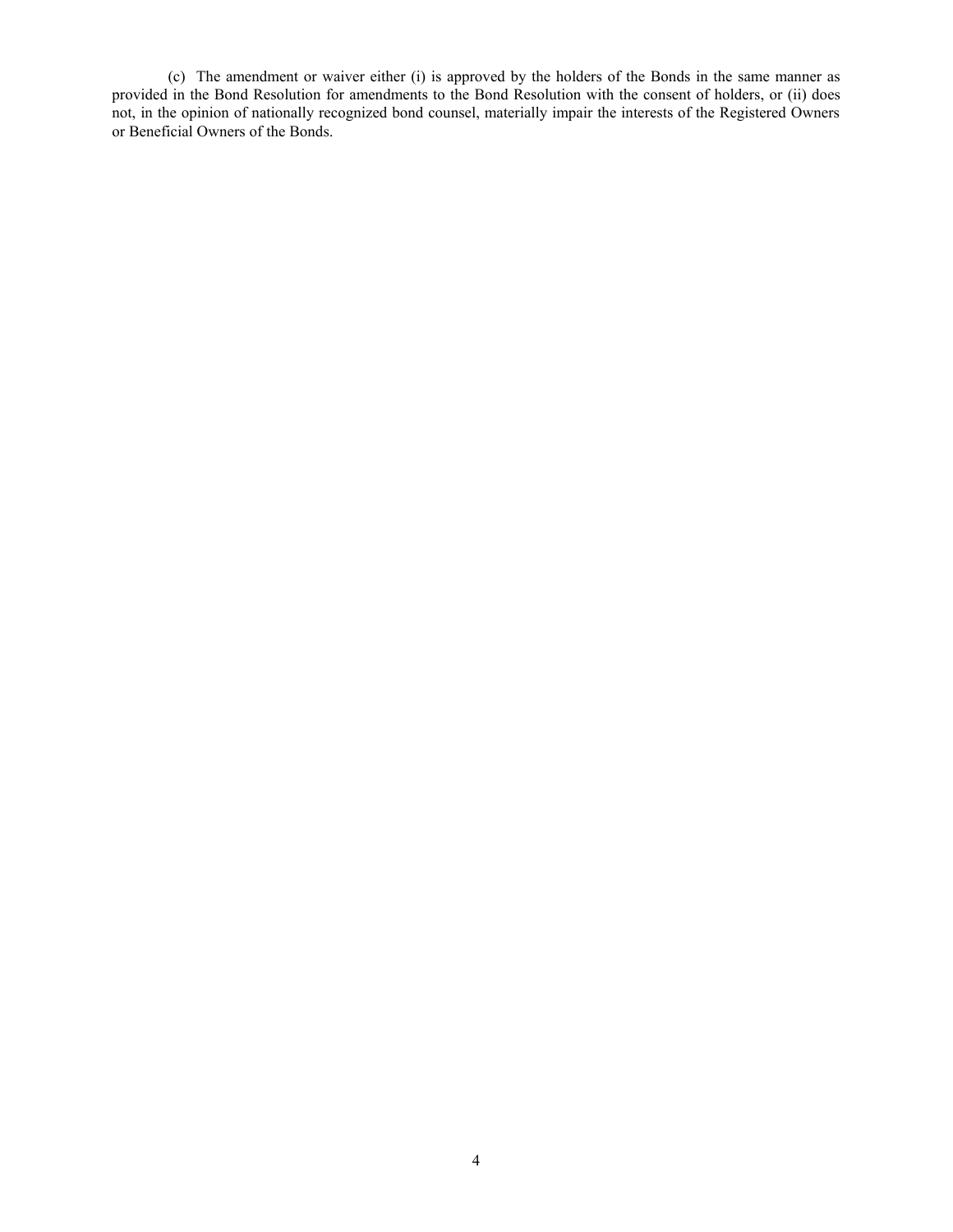(c) The amendment or waiver either (i) is approved by the holders of the Bonds in the same manner as provided in the Bond Resolution for amendments to the Bond Resolution with the consent of holders, or (ii) does not, in the opinion of nationally recognized bond counsel, materially impair the interests of the Registered Owners or Beneficial Owners of the Bonds.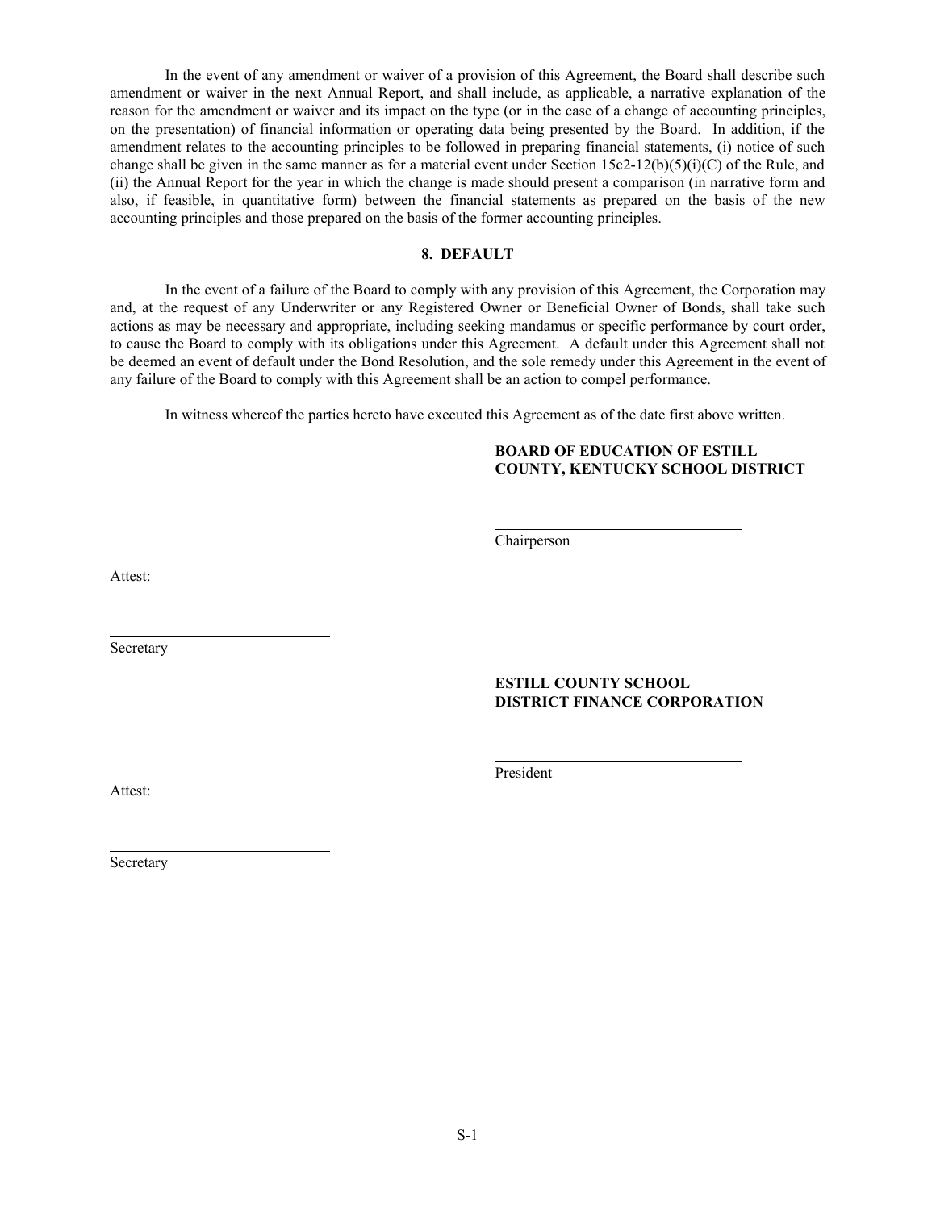In the event of any amendment or waiver of a provision of this Agreement, the Board shall describe such amendment or waiver in the next Annual Report, and shall include, as applicable, a narrative explanation of the reason for the amendment or waiver and its impact on the type (or in the case of a change of accounting principles, on the presentation) of financial information or operating data being presented by the Board. In addition, if the amendment relates to the accounting principles to be followed in preparing financial statements, (i) notice of such change shall be given in the same manner as for a material event under Section 15c2-12(b)(5)(i)(C) of the Rule, and (ii) the Annual Report for the year in which the change is made should present a comparison (in narrative form and also, if feasible, in quantitative form) between the financial statements as prepared on the basis of the new accounting principles and those prepared on the basis of the former accounting principles.

## 8. DEFAULT

In the event of a failure of the Board to comply with any provision of this Agreement, the Corporation may and, at the request of any Underwriter or any Registered Owner or Beneficial Owner of Bonds, shall take such actions as may be necessary and appropriate, including seeking mandamus or specific performance by court order, to cause the Board to comply with its obligations under this Agreement. A default under this Agreement shall not be deemed an event of default under the Bond Resolution, and the sole remedy under this Agreement in the event of any failure of the Board to comply with this Agreement shall be an action to compel performance.

In witness whereof the parties hereto have executed this Agreement as of the date first above written.

**BOARD OF EDUCATION OF ESTILL COUNTY, KENTUCKY SCHOOL DISTRICT**

\_\_\_\_\_\_\_\_\_\_\_\_\_\_\_\_\_\_\_\_\_\_\_\_\_\_\_\_\_\_
Chairperson

Attest:

\_\_\_\_\_\_\_\_\_\_\_\_\_\_\_\_\_\_\_\_\_\_\_\_\_\_\_\_\_\_
Secretary

**ESTILL COUNTY SCHOOL DISTRICT FINANCE CORPORATION**

\_\_\_\_\_\_\_\_\_\_\_\_\_\_\_\_\_\_\_\_\_\_\_\_\_\_\_\_\_\_
President

Attest:

\_\_\_\_\_\_\_\_\_\_\_\_\_\_\_\_\_\_\_\_\_\_\_\_\_\_\_\_\_\_
Secretary